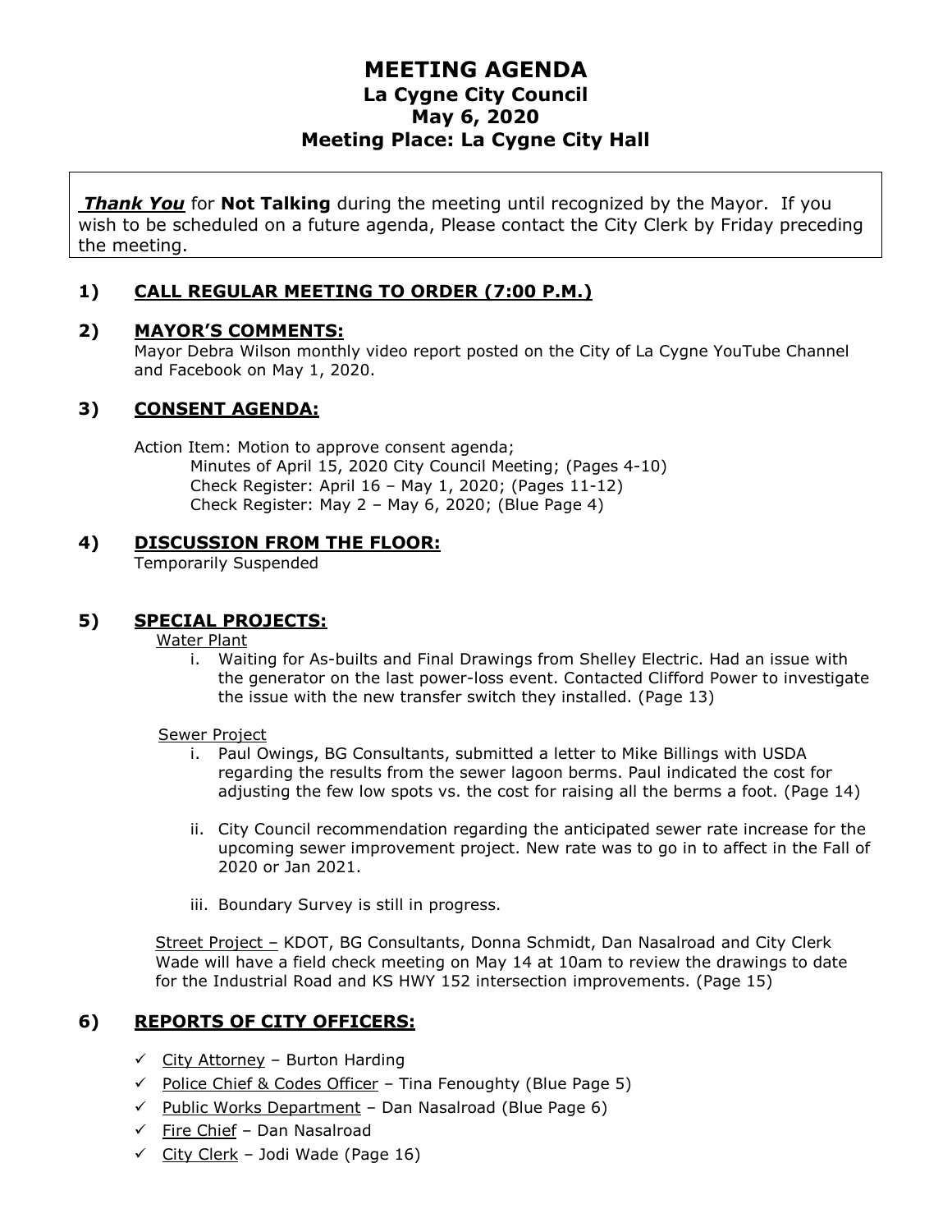# MEETING AGENDA
## La Cygne City Council
## May 6, 2020
## Meeting Place: La Cygne City Hall

***Thank You*** for **Not Talking** during the meeting until recognized by the Mayor. If you wish to be scheduled on a future agenda, Please contact the City Clerk by Friday preceding the meeting.

### 1) CALL REGULAR MEETING TO ORDER (7:00 P.M.)

### 2) MAYOR'S COMMENTS:

Mayor Debra Wilson monthly video report posted on the City of La Cygne YouTube Channel and Facebook on May 1, 2020.

### 3) CONSENT AGENDA:

Action Item: Motion to approve consent agenda;
- Minutes of April 15, 2020 City Council Meeting; (Pages 4-10)
- Check Register: April 16 – May 1, 2020; (Pages 11-12)
- Check Register: May 2 – May 6, 2020; (Blue Page 4)

### 4) DISCUSSION FROM THE FLOOR:

Temporarily Suspended

### 5) SPECIAL PROJECTS:

Water Plant

i. Waiting for As-builts and Final Drawings from Shelley Electric. Had an issue with the generator on the last power-loss event. Contacted Clifford Power to investigate the issue with the new transfer switch they installed. (Page 13)

Sewer Project

i. Paul Owings, BG Consultants, submitted a letter to Mike Billings with USDA regarding the results from the sewer lagoon berms. Paul indicated the cost for adjusting the few low spots vs. the cost for raising all the berms a foot. (Page 14)

ii. City Council recommendation regarding the anticipated sewer rate increase for the upcoming sewer improvement project. New rate was to go in to affect in the Fall of 2020 or Jan 2021.

iii. Boundary Survey is still in progress.

Street Project – KDOT, BG Consultants, Donna Schmidt, Dan Nasalroad and City Clerk Wade will have a field check meeting on May 14 at 10am to review the drawings to date for the Industrial Road and KS HWY 152 intersection improvements. (Page 15)

### 6) REPORTS OF CITY OFFICERS:

- ✓ City Attorney – Burton Harding
- ✓ Police Chief & Codes Officer – Tina Fenoughty (Blue Page 5)
- ✓ Public Works Department – Dan Nasalroad (Blue Page 6)
- ✓ Fire Chief – Dan Nasalroad
- ✓ City Clerk – Jodi Wade (Page 16)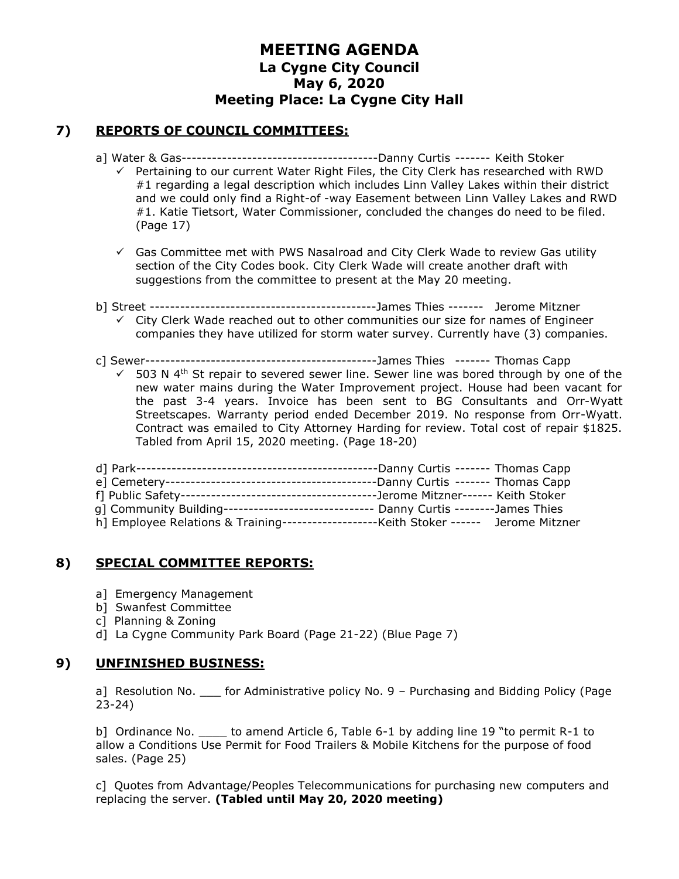# MEETING AGENDA
## La Cygne City Council
## May 6, 2020
## Meeting Place: La Cygne City Hall

## 7) REPORTS OF COUNCIL COMMITTEES:

a] Water & Gas---------------------------------------Danny Curtis ------- Keith Stoker

- ✓ Pertaining to our current Water Right Files, the City Clerk has researched with RWD #1 regarding a legal description which includes Linn Valley Lakes within their district and we could only find a Right-of -way Easement between Linn Valley Lakes and RWD #1. Katie Tietsort, Water Commissioner, concluded the changes do need to be filed. (Page 17)

- ✓ Gas Committee met with PWS Nasalroad and City Clerk Wade to review Gas utility section of the City Codes book. City Clerk Wade will create another draft with suggestions from the committee to present at the May 20 meeting.

b] Street --------------------------------------------James Thies ------- Jerome Mitzner

- ✓ City Clerk Wade reached out to other communities our size for names of Engineer companies they have utilized for storm water survey. Currently have (3) companies.

c] Sewer----------------------------------------------James Thies ------- Thomas Capp

- ✓ 503 N 4th St repair to severed sewer line. Sewer line was bored through by one of the new water mains during the Water Improvement project. House had been vacant for the past 3-4 years. Invoice has been sent to BG Consultants and Orr-Wyatt Streetscapes. Warranty period ended December 2019. No response from Orr-Wyatt. Contract was emailed to City Attorney Harding for review. Total cost of repair $1825. Tabled from April 15, 2020 meeting. (Page 18-20)

d] Park-----------------------------------------------Danny Curtis ------- Thomas Capp
e] Cemetery------------------------------------------Danny Curtis ------- Thomas Capp
f] Public Safety---------------------------------------Jerome Mitzner------ Keith Stoker
g] Community Building------------------------------ Danny Curtis --------James Thies
h] Employee Relations & Training-------------------Keith Stoker ------ Jerome Mitzner

## 8) SPECIAL COMMITTEE REPORTS:

a] Emergency Management
b] Swanfest Committee
c] Planning & Zoning
d] La Cygne Community Park Board (Page 21-22) (Blue Page 7)

## 9) UNFINISHED BUSINESS:

a] Resolution No. ___ for Administrative policy No. 9 – Purchasing and Bidding Policy (Page 23-24)

b] Ordinance No. ____ to amend Article 6, Table 6-1 by adding line 19 "to permit R-1 to allow a Conditions Use Permit for Food Trailers & Mobile Kitchens for the purpose of food sales. (Page 25)

c] Quotes from Advantage/Peoples Telecommunications for purchasing new computers and replacing the server. **(Tabled until May 20, 2020 meeting)**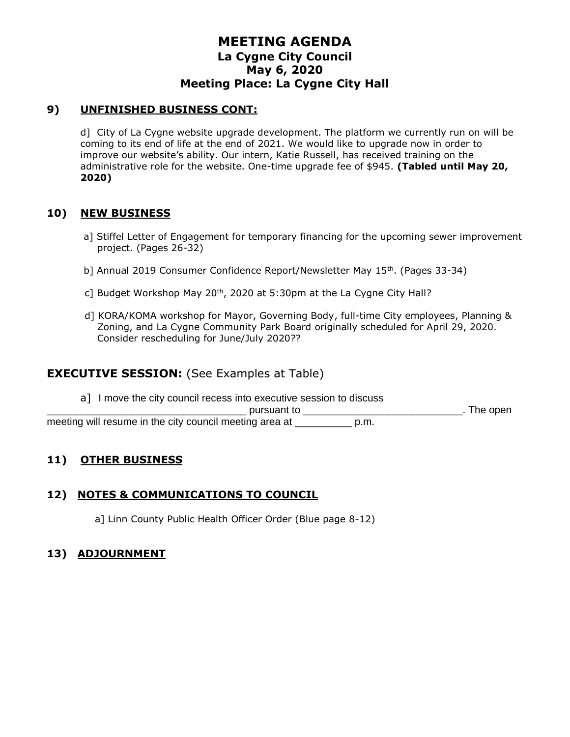# MEETING AGENDA
## La Cygne City Council
## May 6, 2020
## Meeting Place: La Cygne City Hall

### 9) UNFINISHED BUSINESS CONT:

d] City of La Cygne website upgrade development. The platform we currently run on will be coming to its end of life at the end of 2021. We would like to upgrade now in order to improve our website's ability. Our intern, Katie Russell, has received training on the administrative role for the website. One-time upgrade fee of $945. **(Tabled until May 20, 2020)**

### 10) NEW BUSINESS

a] Stiffel Letter of Engagement for temporary financing for the upcoming sewer improvement project. (Pages 26-32)

b] Annual 2019 Consumer Confidence Report/Newsletter May 15th. (Pages 33-34)

c] Budget Workshop May 20th, 2020 at 5:30pm at the La Cygne City Hall?

d] KORA/KOMA workshop for Mayor, Governing Body, full-time City employees, Planning & Zoning, and La Cygne Community Park Board originally scheduled for April 29, 2020. Consider rescheduling for June/July 2020??

## EXECUTIVE SESSION: (See Examples at Table)

a] I move the city council recess into executive session to discuss __________________________________ pursuant to __________________________. The open meeting will resume in the city council meeting area at __________ p.m.

### 11) OTHER BUSINESS

### 12) NOTES & COMMUNICATIONS TO COUNCIL

a] Linn County Public Health Officer Order (Blue page 8-12)

### 13) ADJOURNMENT